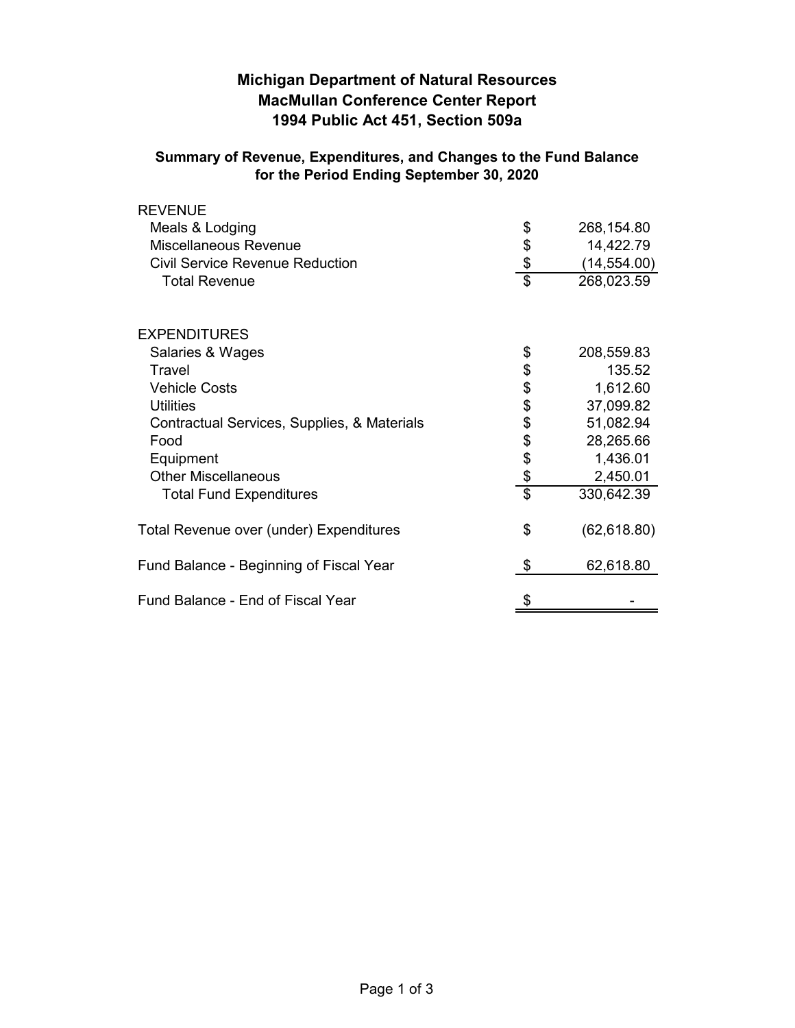# Michigan Department of Natural Resources
## MacMullan Conference Center Report
## 1994 Public Act 451, Section 509a

### Summary of Revenue, Expenditures, and Changes to the Fund Balance for the Period Ending September 30, 2020

| | | |
|---|---|---|
| **REVENUE** | | |
| Meals & Lodging | $ | 268,154.80 |
| Miscellaneous Revenue | $ | 14,422.79 |
| Civil Service Revenue Reduction | $ | (14,554.00) |
| Total Revenue | $ | 268,023.59 |
| | | |
| **EXPENDITURES** | | |
| Salaries & Wages | $ | 208,559.83 |
| Travel | $ | 135.52 |
| Vehicle Costs | $ | 1,612.60 |
| Utilities | $ | 37,099.82 |
| Contractual Services, Supplies, & Materials | $ | 51,082.94 |
| Food | $ | 28,265.66 |
| Equipment | $ | 1,436.01 |
| Other Miscellaneous | $ | 2,450.01 |
| Total Fund Expenditures | $ | 330,642.39 |
| | | |
| Total Revenue over (under) Expenditures | $ | (62,618.80) |
| | | |
| Fund Balance - Beginning of Fiscal Year | $ | 62,618.80 |
| | | |
| Fund Balance - End of Fiscal Year | $ | - |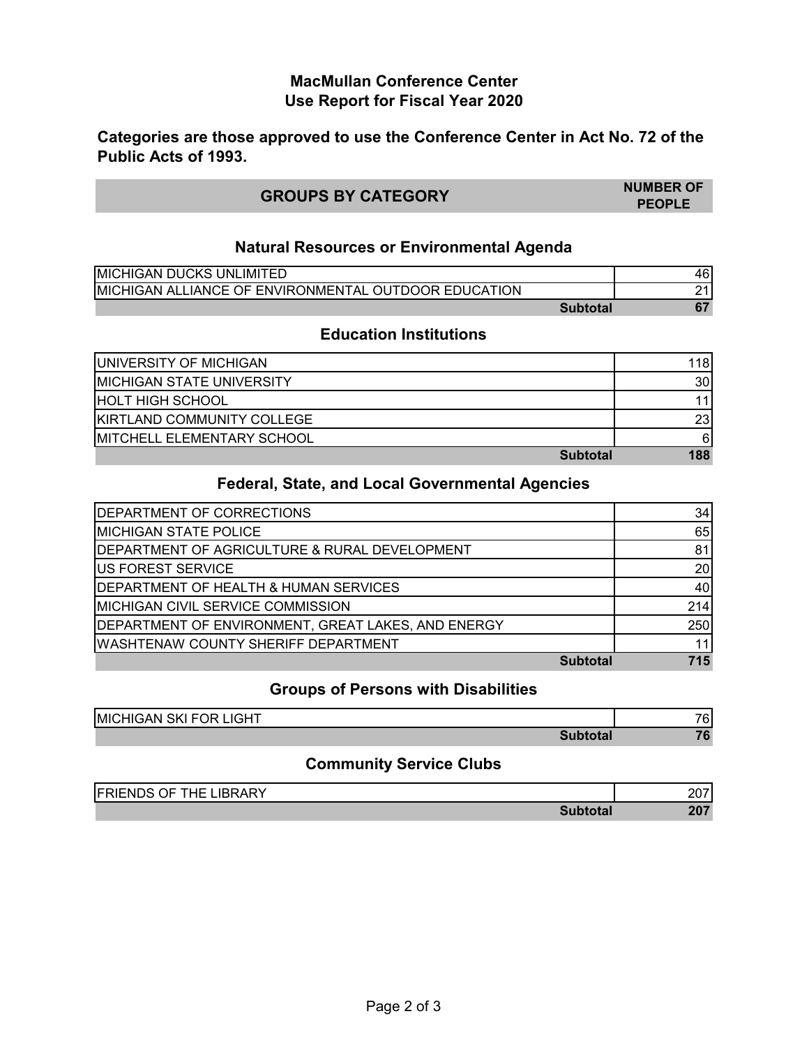# MacMullan Conference Center
# Use Report for Fiscal Year 2020

**Categories are those approved to use the Conference Center in Act No. 72 of the Public Acts of 1993.**

| GROUPS BY CATEGORY | NUMBER OF PEOPLE |
|---|---|

### Natural Resources or Environmental Agenda

| Group | Number of People |
|---|---|
| MICHIGAN DUCKS UNLIMITED | 46 |
| MICHIGAN ALLIANCE OF ENVIRONMENTAL OUTDOOR EDUCATION | 21 |
| **Subtotal** | **67** |

### Education Institutions

| Group | Number of People |
|---|---|
| UNIVERSITY OF MICHIGAN | 118 |
| MICHIGAN STATE UNIVERSITY | 30 |
| HOLT HIGH SCHOOL | 11 |
| KIRTLAND COMMUNITY COLLEGE | 23 |
| MITCHELL ELEMENTARY SCHOOL | 6 |
| **Subtotal** | **188** |

### Federal, State, and Local Governmental Agencies

| Group | Number of People |
|---|---|
| DEPARTMENT OF CORRECTIONS | 34 |
| MICHIGAN STATE POLICE | 65 |
| DEPARTMENT OF AGRICULTURE & RURAL DEVELOPMENT | 81 |
| US FOREST SERVICE | 20 |
| DEPARTMENT OF HEALTH & HUMAN SERVICES | 40 |
| MICHIGAN CIVIL SERVICE COMMISSION | 214 |
| DEPARTMENT OF ENVIRONMENT, GREAT LAKES, AND ENERGY | 250 |
| WASHTENAW COUNTY SHERIFF DEPARTMENT | 11 |
| **Subtotal** | **715** |

### Groups of Persons with Disabilities

| Group | Number of People |
|---|---|
| MICHIGAN SKI FOR LIGHT | 76 |
| **Subtotal** | **76** |

### Community Service Clubs

| Group | Number of People |
|---|---|
| FRIENDS OF THE LIBRARY | 207 |
| **Subtotal** | **207** |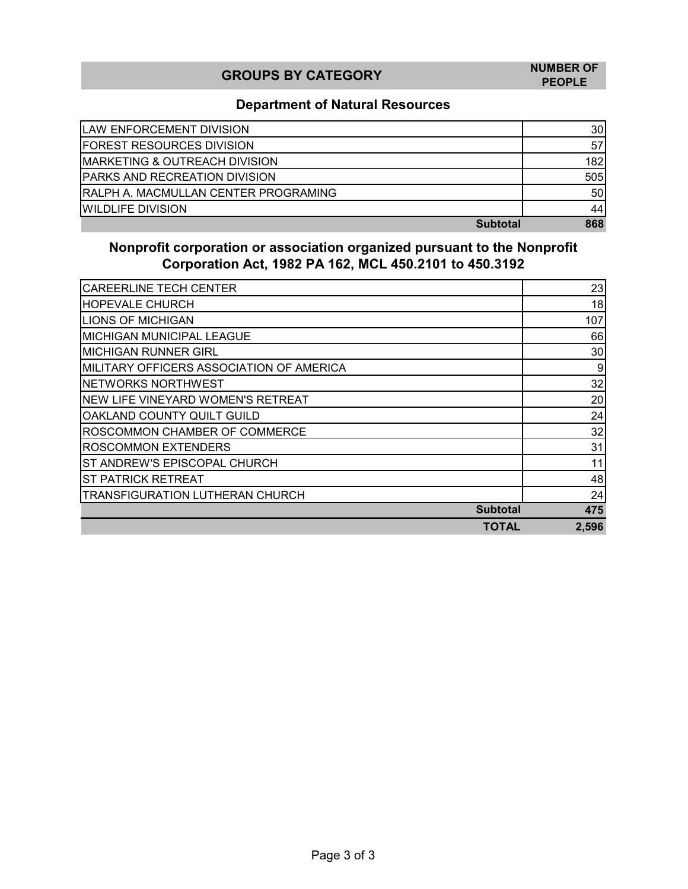| GROUPS BY CATEGORY | NUMBER OF PEOPLE |
|---|---|

### Department of Natural Resources

| | |
|---|---|
| LAW ENFORCEMENT DIVISION | 30 |
| FOREST RESOURCES DIVISION | 57 |
| MARKETING & OUTREACH DIVISION | 182 |
| PARKS AND RECREATION DIVISION | 505 |
| RALPH A. MACMULLAN CENTER PROGRAMING | 50 |
| WILDLIFE DIVISION | 44 |
| **Subtotal** | **868** |

### Nonprofit corporation or association organized pursuant to the Nonprofit Corporation Act, 1982 PA 162, MCL 450.2101 to 450.3192

| | |
|---|---|
| CAREERLINE TECH CENTER | 23 |
| HOPEVALE CHURCH | 18 |
| LIONS OF MICHIGAN | 107 |
| MICHIGAN MUNICIPAL LEAGUE | 66 |
| MICHIGAN RUNNER GIRL | 30 |
| MILITARY OFFICERS ASSOCIATION OF AMERICA | 9 |
| NETWORKS NORTHWEST | 32 |
| NEW LIFE VINEYARD WOMEN'S RETREAT | 20 |
| OAKLAND COUNTY QUILT GUILD | 24 |
| ROSCOMMON CHAMBER OF COMMERCE | 32 |
| ROSCOMMON EXTENDERS | 31 |
| ST ANDREW'S EPISCOPAL CHURCH | 11 |
| ST PATRICK RETREAT | 48 |
| TRANSFIGURATION LUTHERAN CHURCH | 24 |
| **Subtotal** | **475** |
| **TOTAL** | **2,596** |